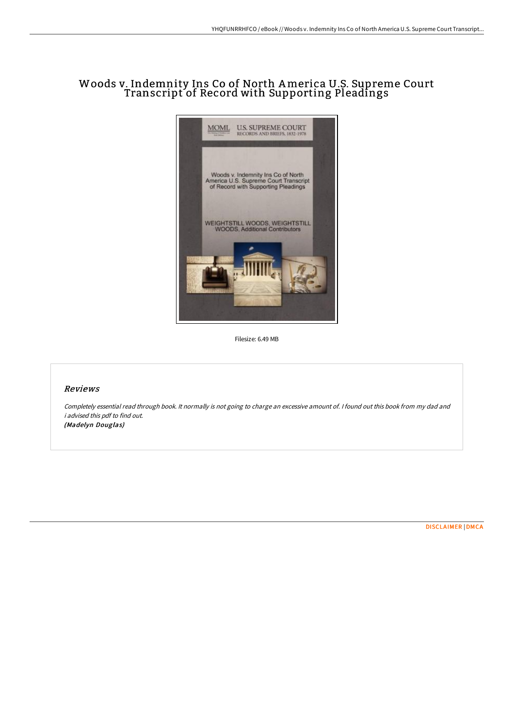# Woods v. Indemnity Ins Co of North America U.S. Supreme Court Transcript of Record with Supporting Pleadings

Filesize: 6.49 MB

## Reviews

*Completely essential read through book. It normally is not going to charge an excessive amount of. I found out this book from my dad and i advised this pdf to find out.*
***(Madelyn Douglas)***

DISCLAIMER | DMCA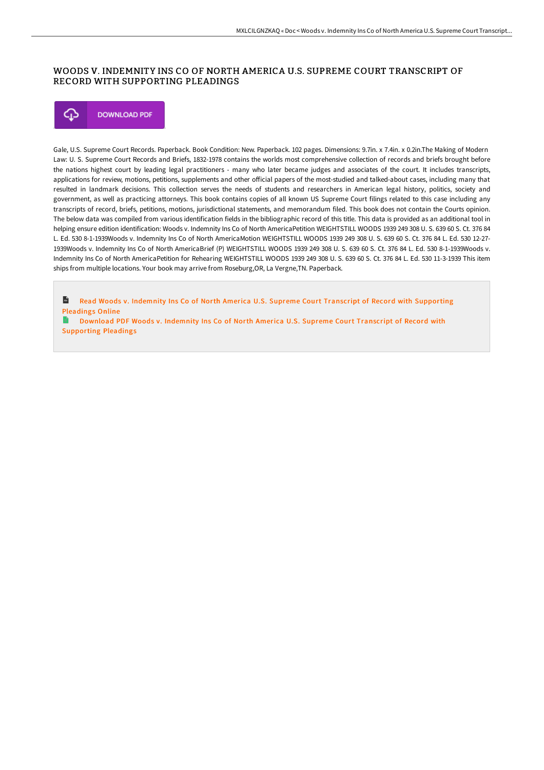# WOODS V. INDEMNITY INS CO OF NORTH AMERICA U.S. SUPREME COURT TRANSCRIPT OF RECORD WITH SUPPORTING PLEADINGS

DOWNLOAD PDF

Gale, U.S. Supreme Court Records. Paperback. Book Condition: New. Paperback. 102 pages. Dimensions: 9.7in. x 7.4in. x 0.2in.The Making of Modern Law: U. S. Supreme Court Records and Briefs, 1832-1978 contains the worlds most comprehensive collection of records and briefs brought before the nations highest court by leading legal practitioners - many who later became judges and associates of the court. It includes transcripts, applications for review, motions, petitions, supplements and other official papers of the most-studied and talked-about cases, including many that resulted in landmark decisions. This collection serves the needs of students and researchers in American legal history, politics, society and government, as well as practicing attorneys. This book contains copies of all known US Supreme Court filings related to this case including any transcripts of record, briefs, petitions, motions, jurisdictional statements, and memorandum filed. This book does not contain the Courts opinion. The below data was compiled from various identification fields in the bibliographic record of this title. This data is provided as an additional tool in helping ensure edition identification: Woods v. Indemnity Ins Co of North AmericaPetition WEIGHTSTILL WOODS 1939 249 308 U. S. 639 60 S. Ct. 376 84 L. Ed. 530 8-1-1939Woods v. Indemnity Ins Co of North AmericaMotion WEIGHTSTILL WOODS 1939 249 308 U. S. 639 60 S. Ct. 376 84 L. Ed. 530 12-27-1939Woods v. Indemnity Ins Co of North AmericaBrief (P) WEIGHTSTILL WOODS 1939 249 308 U. S. 639 60 S. Ct. 376 84 L. Ed. 530 8-1-1939Woods v. Indemnity Ins Co of North AmericaPetition for Rehearing WEIGHTSTILL WOODS 1939 249 308 U. S. 639 60 S. Ct. 376 84 L. Ed. 530 11-3-1939 This item ships from multiple locations. Your book may arrive from Roseburg,OR, La Vergne,TN. Paperback.

Read Woods v. Indemnity Ins Co of North America U.S. Supreme Court Transcript of Record with Supporting Pleadings Online

Download PDF Woods v. Indemnity Ins Co of North America U.S. Supreme Court Transcript of Record with Supporting Pleadings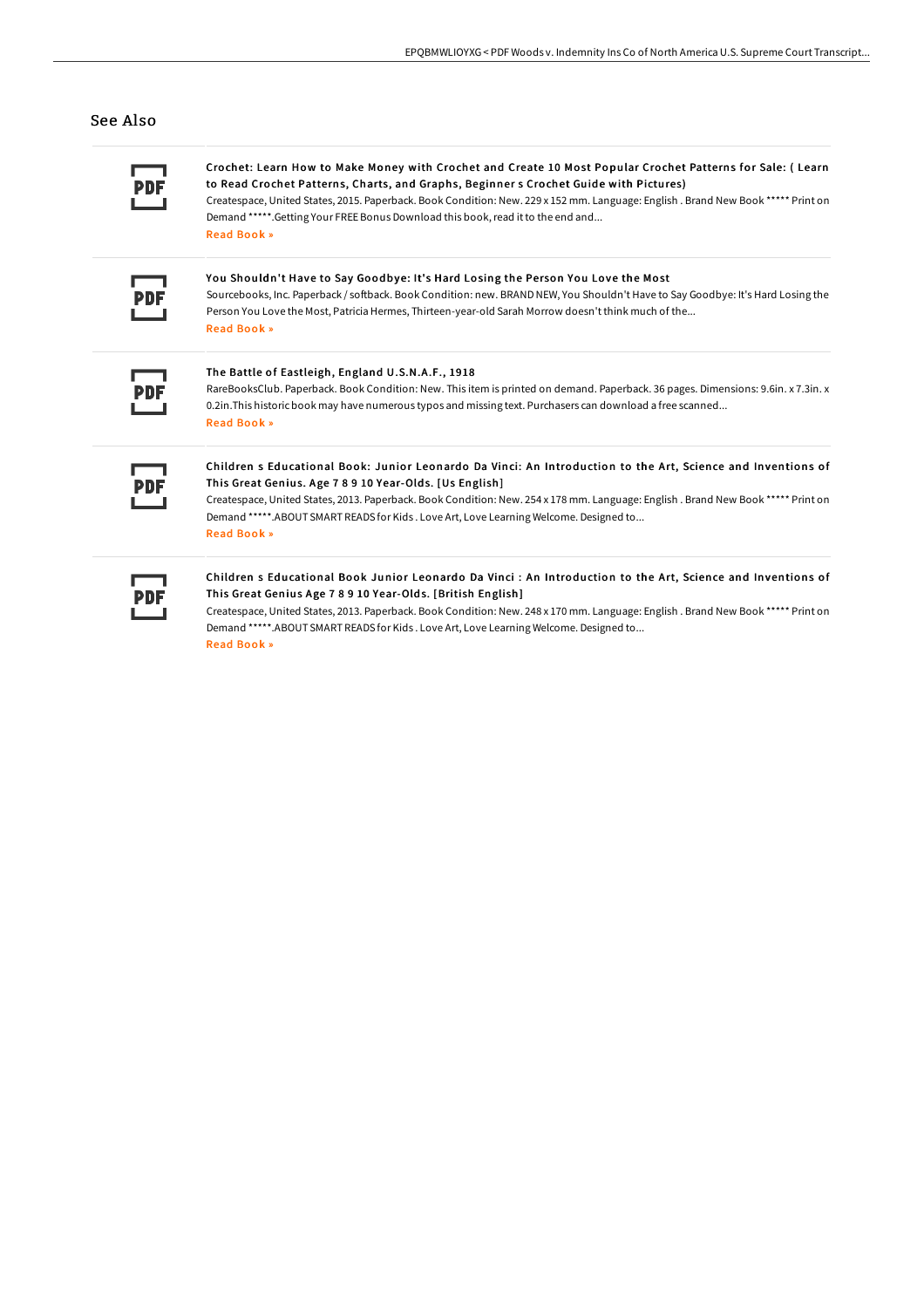## See Also

**Crochet: Learn How to Make Money with Crochet and Create 10 Most Popular Crochet Patterns for Sale: ( Learn to Read Crochet Patterns, Charts, and Graphs, Beginner s Crochet Guide with Pictures)**

Createspace, United States, 2015. Paperback. Book Condition: New. 229 x 152 mm. Language: English . Brand New Book ***** Print on Demand *****.Getting Your FREE Bonus Download this book, read it to the end and...

Read Book »

**You Shouldn't Have to Say Goodbye: It's Hard Losing the Person You Love the Most**

Sourcebooks, Inc. Paperback / softback. Book Condition: new. BRAND NEW, You Shouldn't Have to Say Goodbye: It's Hard Losing the Person You Love the Most, Patricia Hermes, Thirteen-year-old Sarah Morrow doesn't think much of the...

Read Book »

**The Battle of Eastleigh, England U.S.N.A.F., 1918**

RareBooksClub. Paperback. Book Condition: New. This item is printed on demand. Paperback. 36 pages. Dimensions: 9.6in. x 7.3in. x 0.2in.This historic book may have numerous typos and missing text. Purchasers can download a free scanned...

Read Book »

**Children s Educational Book: Junior Leonardo Da Vinci: An Introduction to the Art, Science and Inventions of This Great Genius. Age 7 8 9 10 Year-Olds. [Us English]**

Createspace, United States, 2013. Paperback. Book Condition: New. 254 x 178 mm. Language: English . Brand New Book ***** Print on Demand *****.ABOUT SMART READS for Kids . Love Art, Love Learning Welcome. Designed to...

Read Book »

**Children s Educational Book Junior Leonardo Da Vinci : An Introduction to the Art, Science and Inventions of This Great Genius Age 7 8 9 10 Year-Olds. [British English]**

Createspace, United States, 2013. Paperback. Book Condition: New. 248 x 170 mm. Language: English . Brand New Book ***** Print on Demand *****.ABOUT SMART READS for Kids . Love Art, Love Learning Welcome. Designed to...

Read Book »